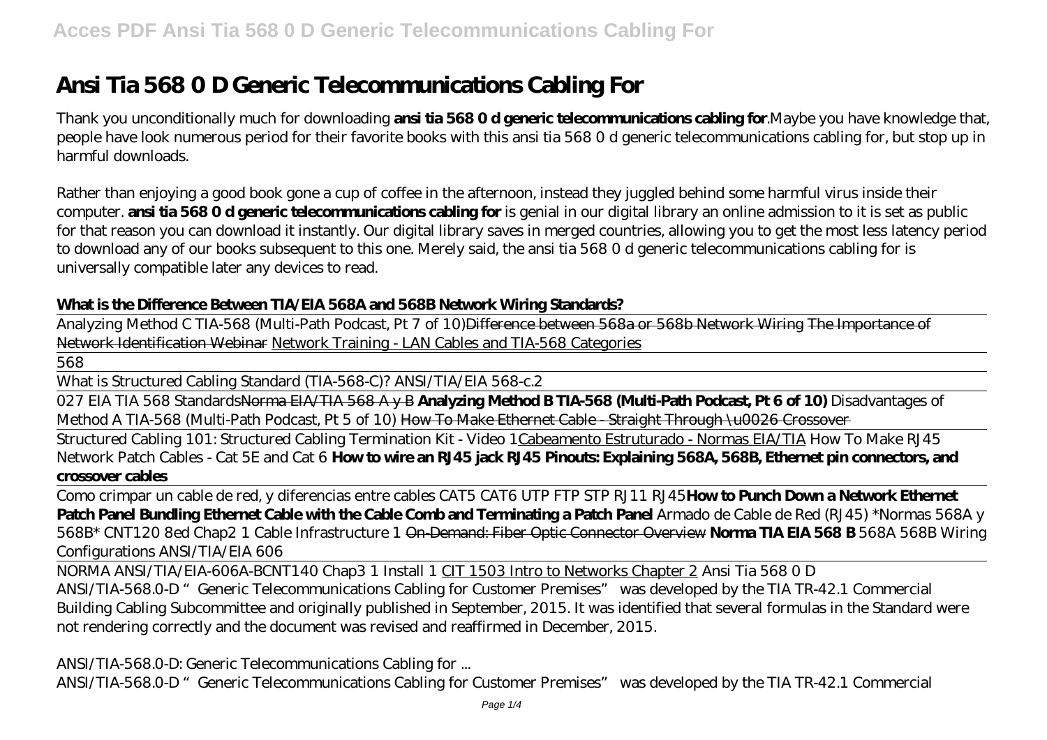# Ansi Tia 568 0 D Generic Telecommunications Cabling For

Thank you unconditionally much for downloading **ansi tia 568 0 d generic telecommunications cabling for**.Maybe you have knowledge that, people have look numerous period for their favorite books with this ansi tia 568 0 d generic telecommunications cabling for, but stop up in harmful downloads.

Rather than enjoying a good book gone a cup of coffee in the afternoon, instead they juggled behind some harmful virus inside their computer. **ansi tia 568 0 d generic telecommunications cabling for** is genial in our digital library an online admission to it is set as public for that reason you can download it instantly. Our digital library saves in merged countries, allowing you to get the most less latency period to download any of our books subsequent to this one. Merely said, the ansi tia 568 0 d generic telecommunications cabling for is universally compatible later any devices to read.

**What is the Difference Between TIA/EIA 568A and 568B Network Wiring Standards?**

Analyzing Method C TIA-568 (Multi-Path Podcast, Pt 7 of 10)~~Difference between 568a or 568b Network Wiring~~ ~~The Importance of Network Identification Webinar~~ Network Training - LAN Cables and TIA-568 Categories

568

What is Structured Cabling Standard (TIA-568-C)? ANSI/TIA/EIA 568-c.2

027 EIA TIA 568 Standards~~Norma EIA/TIA 568 A y B~~ **Analyzing Method B TIA-568 (Multi-Path Podcast, Pt 6 of 10)** *Disadvantages of Method A TIA-568 (Multi-Path Podcast, Pt 5 of 10)* ~~How To Make Ethernet Cable - Straight Through \u0026 Crossover~~

Structured Cabling 101: Structured Cabling Termination Kit - Video 1Cabeamento Estruturado - Normas EIA/TIA *How To Make RJ45 Network Patch Cables - Cat 5E and Cat 6* **How to wire an RJ45 jack RJ45 Pinouts: Explaining 568A, 568B, Ethernet pin connectors, and crossover cables**

Como crimpar un cable de red, y diferencias entre cables CAT5 CAT6 UTP FTP STP RJ11 RJ45**How to Punch Down a Network Ethernet Patch Panel Bundling Ethernet Cable with the Cable Comb and Terminating a Patch Panel** *Armado de Cable de Red (RJ45) \*Normas 568A y 568B\** CNT120 8ed Chap2 1 Cable Infrastructure 1 ~~On-Demand: Fiber Optic Connector Overview~~ **Norma TIA EIA 568 B** *568A 568B Wiring Configurations ANSI/TIA/EIA*

NORMA ANSI/TIA/EIA-606A-BCNT140 Chap3 1 Install 1 CIT 1503 Intro to Networks Chapter 2 *Ansi Tia 568 0 D*

ANSI/TIA-568.0-D "Generic Telecommunications Cabling for Customer Premises" was developed by the TIA TR-42.1 Commercial Building Cabling Subcommittee and originally published in September, 2015. It was identified that several formulas in the Standard were not rendering correctly and the document was revised and reaffirmed in December, 2015.

*ANSI/TIA-568.0-D: Generic Telecommunications Cabling for ...*

ANSI/TIA-568.0-D "Generic Telecommunications Cabling for Customer Premises" was developed by the TIA TR-42.1 Commercial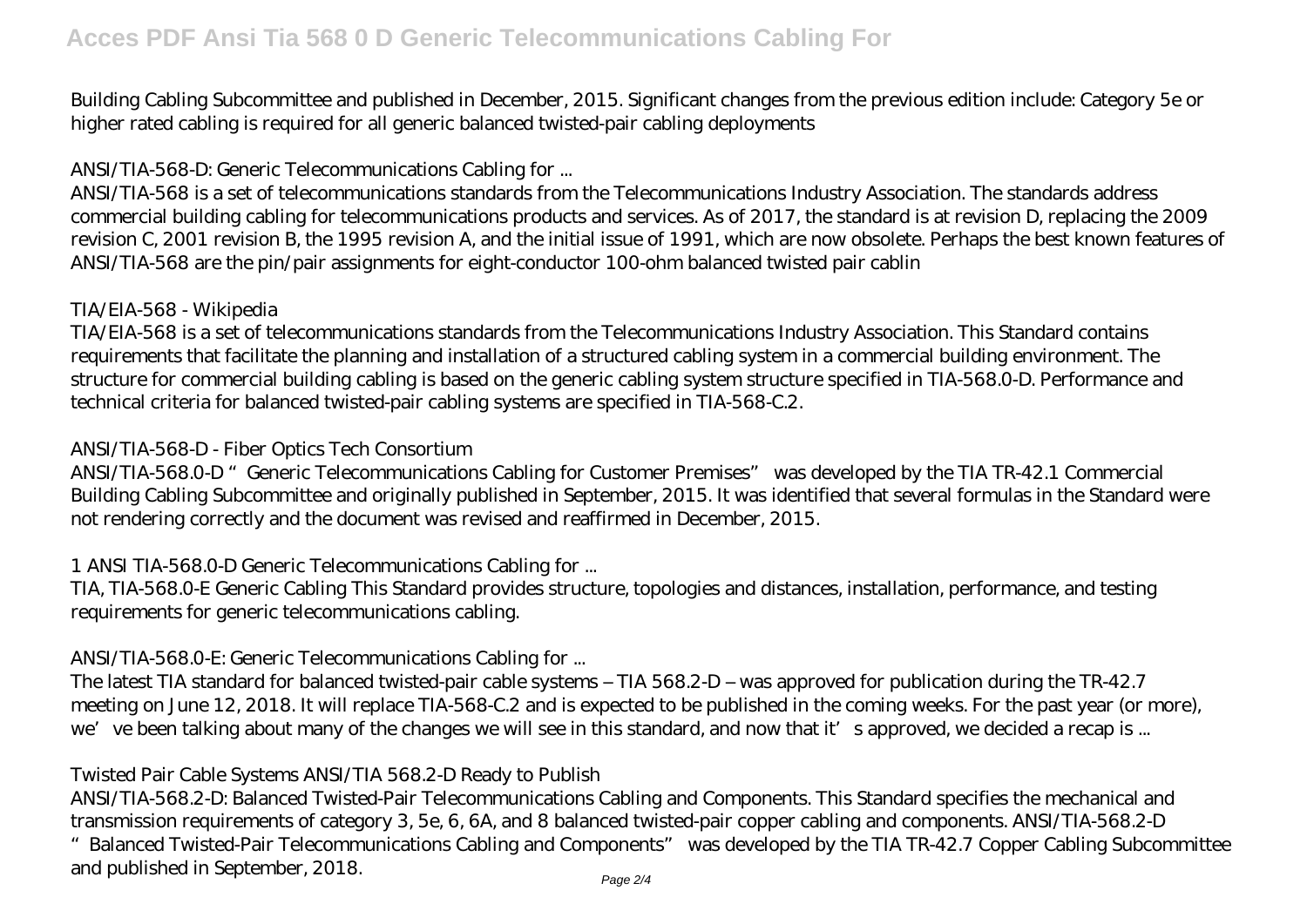Building Cabling Subcommittee and published in December, 2015. Significant changes from the previous edition include: Category 5e or higher rated cabling is required for all generic balanced twisted-pair cabling deployments

## ANSI/TIA-568-D: Generic Telecommunications Cabling for ...

ANSI/TIA-568 is a set of telecommunications standards from the Telecommunications Industry Association. The standards address commercial building cabling for telecommunications products and services. As of 2017, the standard is at revision D, replacing the 2009 revision C, 2001 revision B, the 1995 revision A, and the initial issue of 1991, which are now obsolete. Perhaps the best known features of ANSI/TIA-568 are the pin/pair assignments for eight-conductor 100-ohm balanced twisted pair cablin

## TIA/EIA-568 - Wikipedia

TIA/EIA-568 is a set of telecommunications standards from the Telecommunications Industry Association. This Standard contains requirements that facilitate the planning and installation of a structured cabling system in a commercial building environment. The structure for commercial building cabling is based on the generic cabling system structure specified in TIA-568.0-D. Performance and technical criteria for balanced twisted-pair cabling systems are specified in TIA-568-C.2.

## ANSI/TIA-568-D - Fiber Optics Tech Consortium

ANSI/TIA-568.0-D "Generic Telecommunications Cabling for Customer Premises" was developed by the TIA TR-42.1 Commercial Building Cabling Subcommittee and originally published in September, 2015. It was identified that several formulas in the Standard were not rendering correctly and the document was revised and reaffirmed in December, 2015.

## 1 ANSI TIA-568.0-D Generic Telecommunications Cabling for ...

TIA, TIA-568.0-E Generic Cabling This Standard provides structure, topologies and distances, installation, performance, and testing requirements for generic telecommunications cabling.

## ANSI/TIA-568.0-E: Generic Telecommunications Cabling for ...

The latest TIA standard for balanced twisted-pair cable systems – TIA 568.2-D – was approved for publication during the TR-42.7 meeting on June 12, 2018. It will replace TIA-568-C.2 and is expected to be published in the coming weeks. For the past year (or more), we've been talking about many of the changes we will see in this standard, and now that it's approved, we decided a recap is ...

## Twisted Pair Cable Systems ANSI/TIA 568.2-D Ready to Publish

ANSI/TIA-568.2-D: Balanced Twisted-Pair Telecommunications Cabling and Components. This Standard specifies the mechanical and transmission requirements of category 3, 5e, 6, 6A, and 8 balanced twisted-pair copper cabling and components. ANSI/TIA-568.2-D "Balanced Twisted-Pair Telecommunications Cabling and Components" was developed by the TIA TR-42.7 Copper Cabling Subcommittee and published in September, 2018.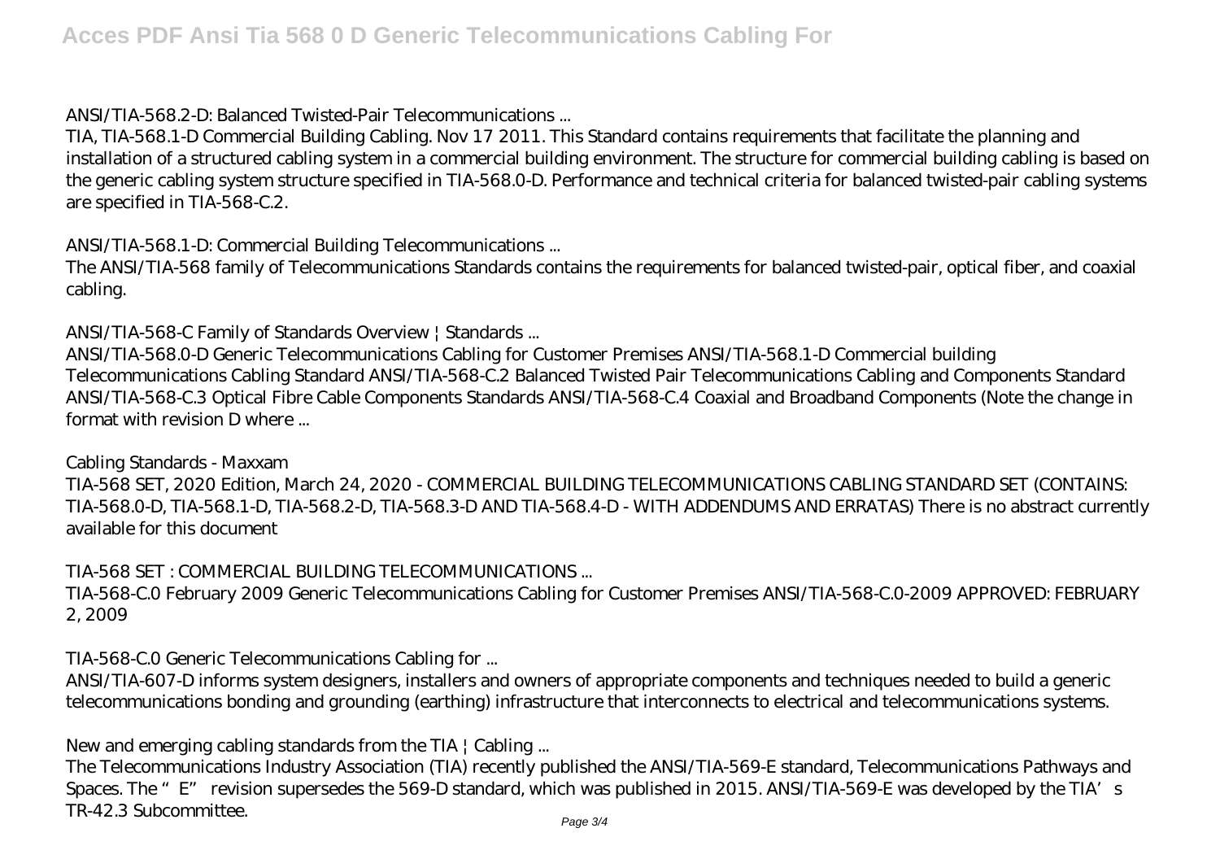*ANSI/TIA-568.2-D: Balanced Twisted-Pair Telecommunications ...*

TIA, TIA-568.1-D Commercial Building Cabling. Nov 17 2011. This Standard contains requirements that facilitate the planning and installation of a structured cabling system in a commercial building environment. The structure for commercial building cabling is based on the generic cabling system structure specified in TIA-568.0-D. Performance and technical criteria for balanced twisted-pair cabling systems are specified in TIA-568-C.2.

*ANSI/TIA-568.1-D: Commercial Building Telecommunications ...*

The ANSI/TIA-568 family of Telecommunications Standards contains the requirements for balanced twisted-pair, optical fiber, and coaxial cabling.

*ANSI/TIA-568-C Family of Standards Overview | Standards ...*

ANSI/TIA-568.0-D Generic Telecommunications Cabling for Customer Premises ANSI/TIA-568.1-D Commercial building Telecommunications Cabling Standard ANSI/TIA-568-C.2 Balanced Twisted Pair Telecommunications Cabling and Components Standard ANSI/TIA-568-C.3 Optical Fibre Cable Components Standards ANSI/TIA-568-C.4 Coaxial and Broadband Components (Note the change in format with revision D where ...

*Cabling Standards - Maxxam*

TIA-568 SET, 2020 Edition, March 24, 2020 - COMMERCIAL BUILDING TELECOMMUNICATIONS CABLING STANDARD SET (CONTAINS: TIA-568.0-D, TIA-568.1-D, TIA-568.2-D, TIA-568.3-D AND TIA-568.4-D - WITH ADDENDUMS AND ERRATAS) There is no abstract currently available for this document

*TIA-568 SET : COMMERCIAL BUILDING TELECOMMUNICATIONS ...*

TIA-568-C.0 February 2009 Generic Telecommunications Cabling for Customer Premises ANSI/TIA-568-C.0-2009 APPROVED: FEBRUARY 2, 2009

*TIA-568-C.0 Generic Telecommunications Cabling for ...*

ANSI/TIA-607-D informs system designers, installers and owners of appropriate components and techniques needed to build a generic telecommunications bonding and grounding (earthing) infrastructure that interconnects to electrical and telecommunications systems.

*New and emerging cabling standards from the TIA | Cabling ...*

The Telecommunications Industry Association (TIA) recently published the ANSI/TIA-569-E standard, Telecommunications Pathways and Spaces. The "E" revision supersedes the 569-D standard, which was published in 2015. ANSI/TIA-569-E was developed by the TIA's TR-42.3 Subcommittee.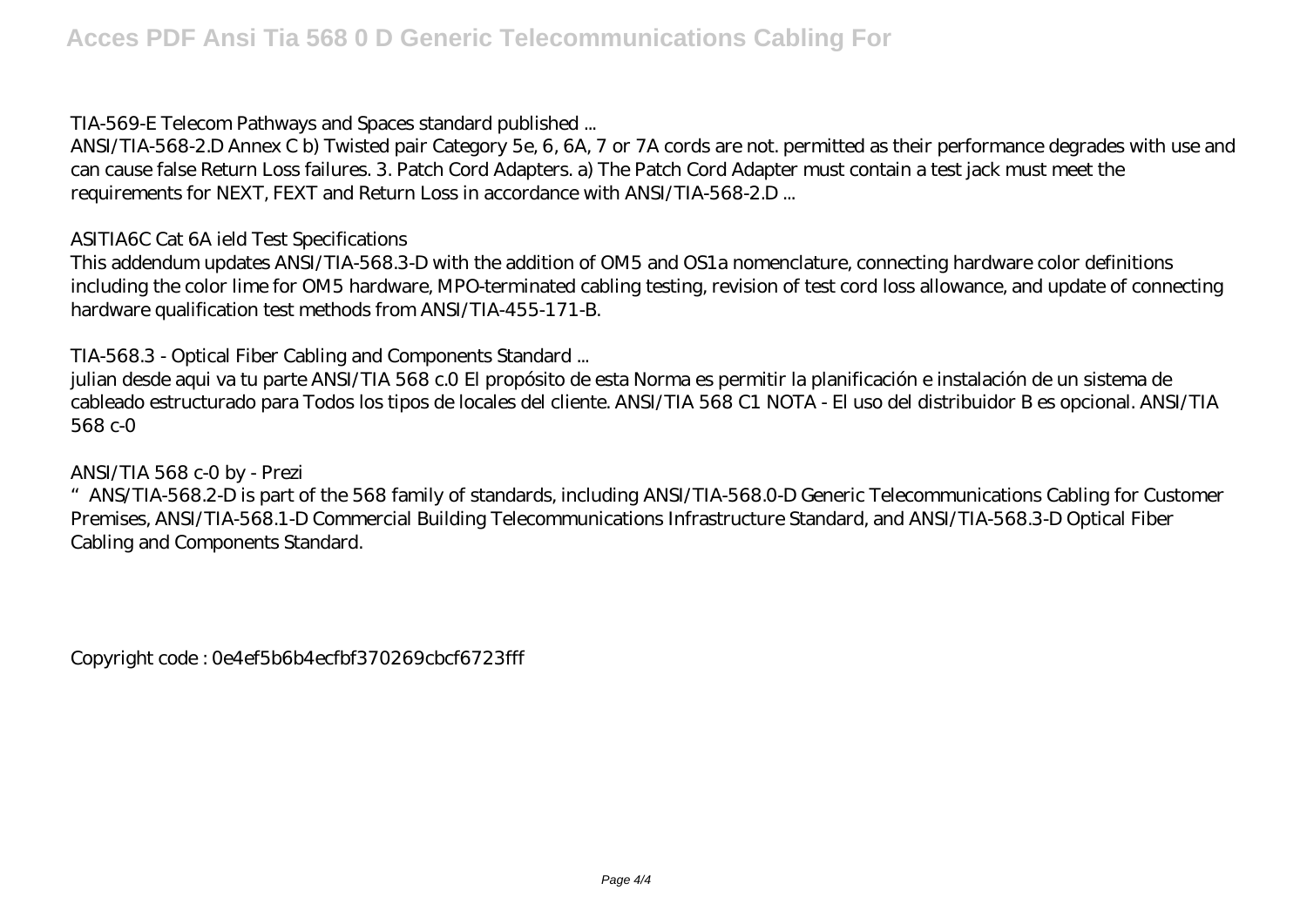TIA-569-E Telecom Pathways and Spaces standard published ...

ANSI/TIA-568-2.D Annex C b) Twisted pair Category 5e, 6, 6A, 7 or 7A cords are not. permitted as their performance degrades with use and can cause false Return Loss failures. 3. Patch Cord Adapters. a) The Patch Cord Adapter must contain a test jack must meet the requirements for NEXT, FEXT and Return Loss in accordance with ANSI/TIA-568-2.D ...

ASITIA6C Cat 6A ield Test Specifications

This addendum updates ANSI/TIA-568.3-D with the addition of OM5 and OS1a nomenclature, connecting hardware color definitions including the color lime for OM5 hardware, MPO-terminated cabling testing, revision of test cord loss allowance, and update of connecting hardware qualification test methods from ANSI/TIA-455-171-B.

TIA-568.3 - Optical Fiber Cabling and Components Standard ...

julian desde aqui va tu parte ANSI/TIA 568 c.0 El propósito de esta Norma es permitir la planificación e instalación de un sistema de cableado estructurado para Todos los tipos de locales del cliente. ANSI/TIA 568 C1 NOTA - El uso del distribuidor B es opcional. ANSI/TIA 568 c-0

ANSI/TIA 568 c-0 by - Prezi

"ANS/TIA-568.2-D is part of the 568 family of standards, including ANSI/TIA-568.0-D Generic Telecommunications Cabling for Customer Premises, ANSI/TIA-568.1-D Commercial Building Telecommunications Infrastructure Standard, and ANSI/TIA-568.3-D Optical Fiber Cabling and Components Standard.

Copyright code : 0e4ef5b6b4ecfbf370269cbcf6723fff